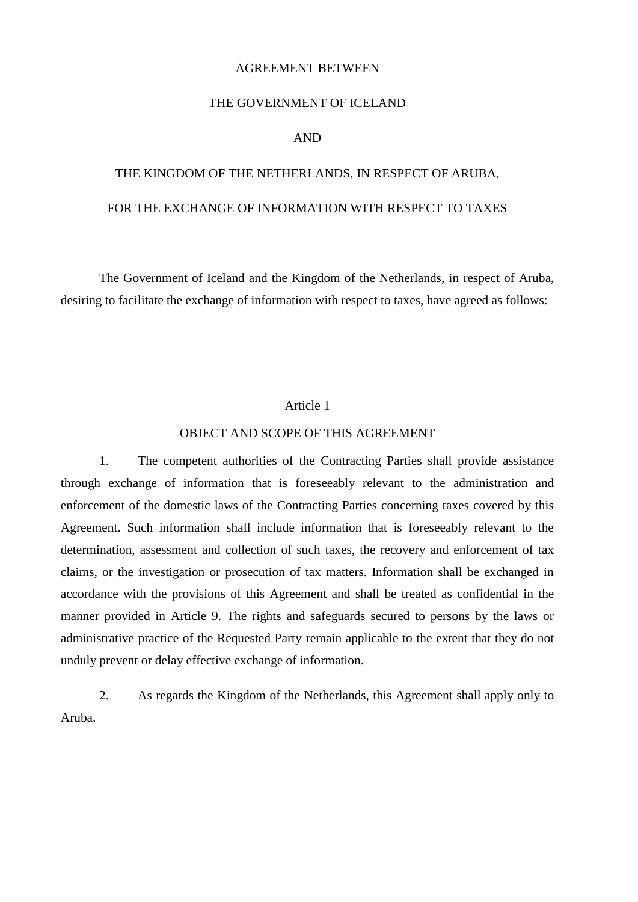# AGREEMENT BETWEEN

# THE GOVERNMENT OF ICELAND

# AND

# THE KINGDOM OF THE NETHERLANDS, IN RESPECT OF ARUBA,

# FOR THE EXCHANGE OF INFORMATION WITH RESPECT TO TAXES

The Government of Iceland and the Kingdom of the Netherlands, in respect of Aruba, desiring to facilitate the exchange of information with respect to taxes, have agreed as follows:

## Article 1

## OBJECT AND SCOPE OF THIS AGREEMENT

1. The competent authorities of the Contracting Parties shall provide assistance through exchange of information that is foreseeably relevant to the administration and enforcement of the domestic laws of the Contracting Parties concerning taxes covered by this Agreement. Such information shall include information that is foreseeably relevant to the determination, assessment and collection of such taxes, the recovery and enforcement of tax claims, or the investigation or prosecution of tax matters. Information shall be exchanged in accordance with the provisions of this Agreement and shall be treated as confidential in the manner provided in Article 9. The rights and safeguards secured to persons by the laws or administrative practice of the Requested Party remain applicable to the extent that they do not unduly prevent or delay effective exchange of information.

2. As regards the Kingdom of the Netherlands, this Agreement shall apply only to Aruba.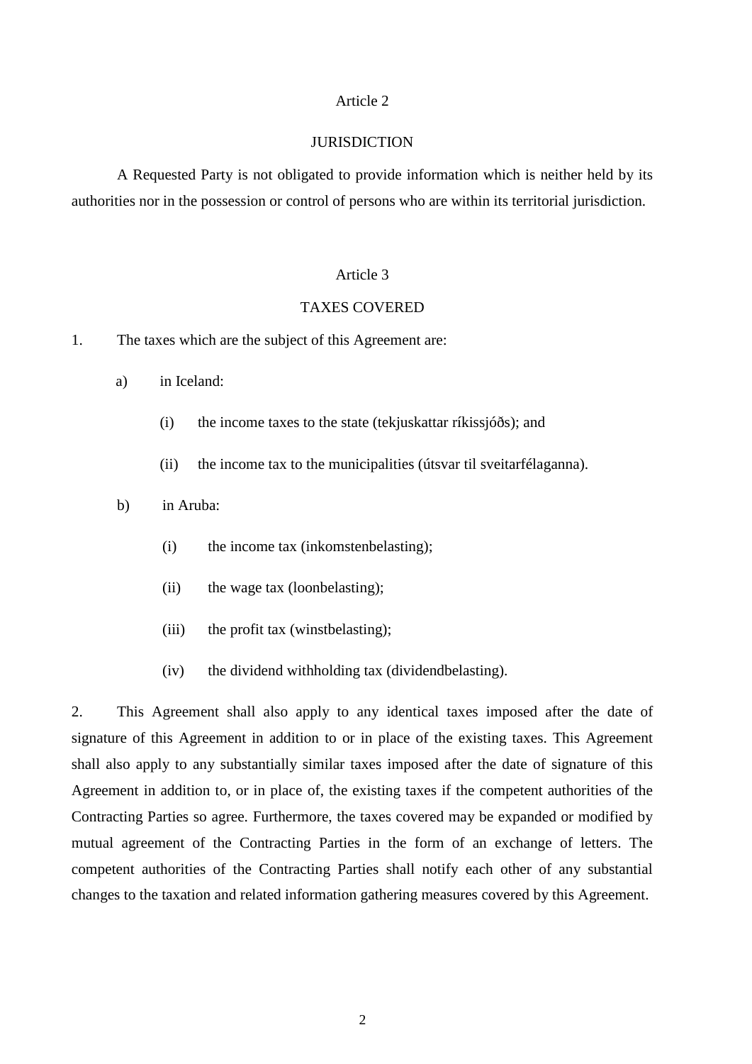## Article 2

## JURISDICTION

A Requested Party is not obligated to provide information which is neither held by its authorities nor in the possession or control of persons who are within its territorial jurisdiction.

## Article 3

## TAXES COVERED

1. The taxes which are the subject of this Agreement are:

   a) in Iceland:

      (i) the income taxes to the state (tekjuskattar ríkissjóðs); and

      (ii) the income tax to the municipalities (útsvar til sveitarfélaganna).

   b) in Aruba:

      (i) the income tax (inkomstenbelasting);

      (ii) the wage tax (loonbelasting);

      (iii) the profit tax (winstbelasting);

      (iv) the dividend withholding tax (dividendbelasting).

2. This Agreement shall also apply to any identical taxes imposed after the date of signature of this Agreement in addition to or in place of the existing taxes. This Agreement shall also apply to any substantially similar taxes imposed after the date of signature of this Agreement in addition to, or in place of, the existing taxes if the competent authorities of the Contracting Parties so agree. Furthermore, the taxes covered may be expanded or modified by mutual agreement of the Contracting Parties in the form of an exchange of letters. The competent authorities of the Contracting Parties shall notify each other of any substantial changes to the taxation and related information gathering measures covered by this Agreement.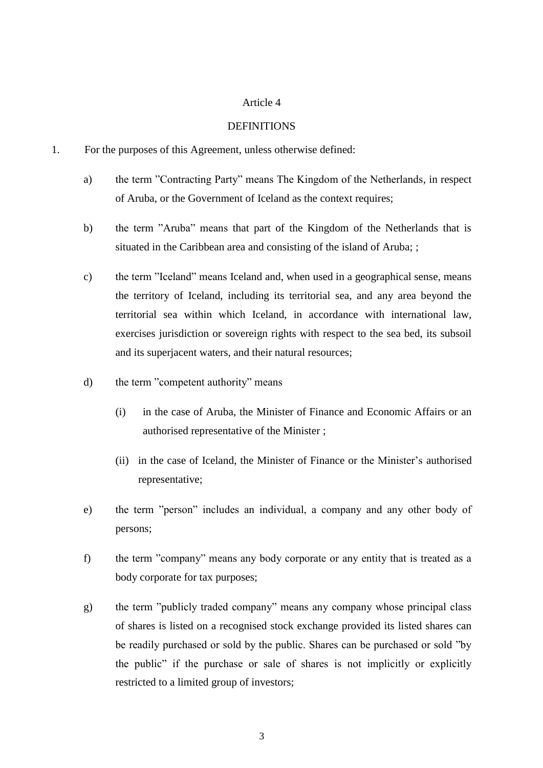Article 4

DEFINITIONS

1. For the purposes of this Agreement, unless otherwise defined:

   a) the term ”Contracting Party” means The Kingdom of the Netherlands, in respect of Aruba, or the Government of Iceland as the context requires;

   b) the term ”Aruba” means that part of the Kingdom of the Netherlands that is situated in the Caribbean area and consisting of the island of Aruba; ;

   c) the term ”Iceland” means Iceland and, when used in a geographical sense, means the territory of Iceland, including its territorial sea, and any area beyond the territorial sea within which Iceland, in accordance with international law, exercises jurisdiction or sovereign rights with respect to the sea bed, its subsoil and its superjacent waters, and their natural resources;

   d) the term ”competent authority” means

      (i) in the case of Aruba, the Minister of Finance and Economic Affairs or an authorised representative of the Minister ;

      (ii) in the case of Iceland, the Minister of Finance or the Minister’s authorised representative;

   e) the term ”person” includes an individual, a company and any other body of persons;

   f) the term ”company” means any body corporate or any entity that is treated as a body corporate for tax purposes;

   g) the term ”publicly traded company” means any company whose principal class of shares is listed on a recognised stock exchange provided its listed shares can be readily purchased or sold by the public. Shares can be purchased or sold ”by the public” if the purchase or sale of shares is not implicitly or explicitly restricted to a limited group of investors;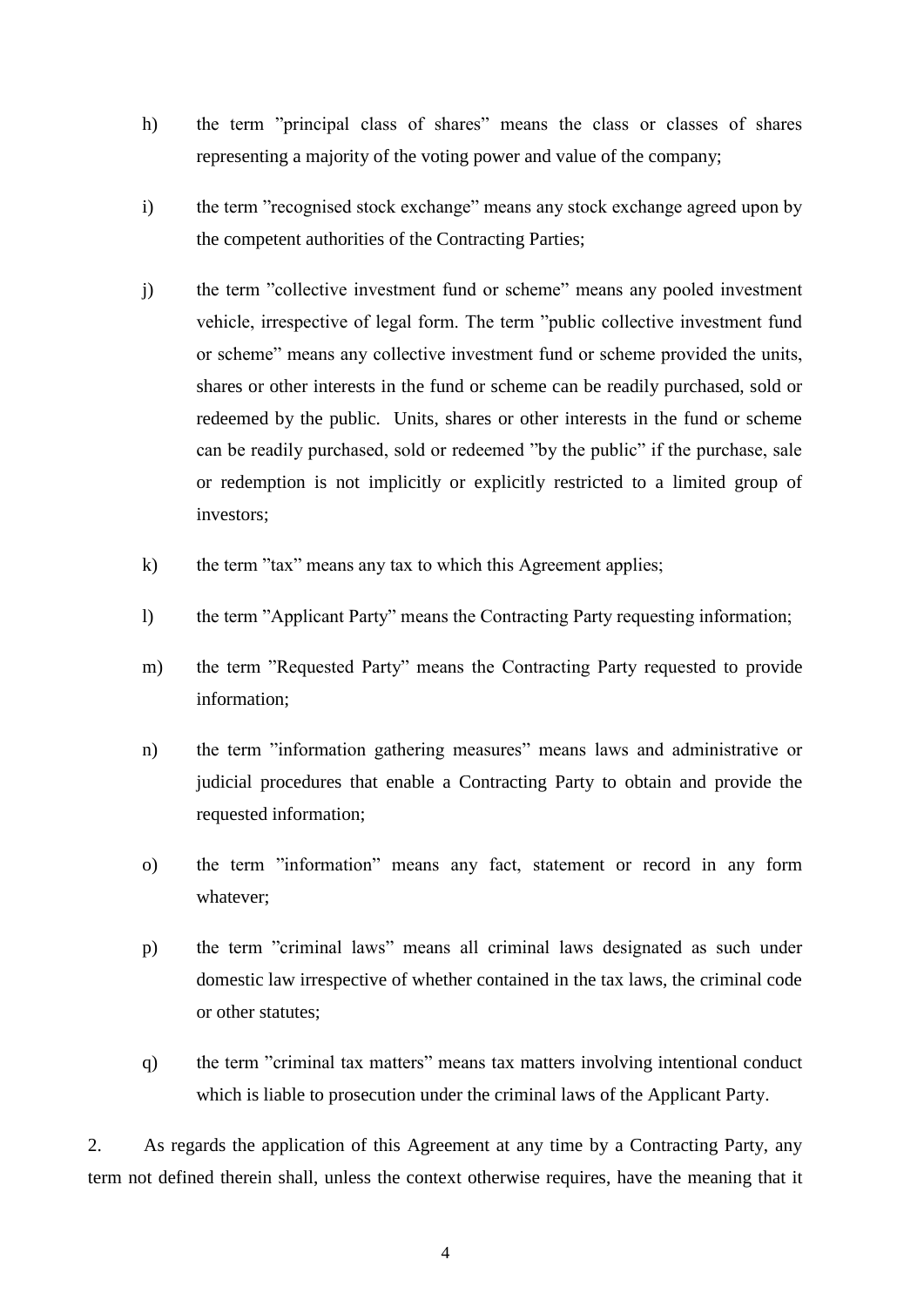h) the term ”principal class of shares” means the class or classes of shares representing a majority of the voting power and value of the company;

i) the term ”recognised stock exchange” means any stock exchange agreed upon by the competent authorities of the Contracting Parties;

j) the term ”collective investment fund or scheme” means any pooled investment vehicle, irrespective of legal form. The term ”public collective investment fund or scheme” means any collective investment fund or scheme provided the units, shares or other interests in the fund or scheme can be readily purchased, sold or redeemed by the public. Units, shares or other interests in the fund or scheme can be readily purchased, sold or redeemed ”by the public” if the purchase, sale or redemption is not implicitly or explicitly restricted to a limited group of investors;

k) the term ”tax” means any tax to which this Agreement applies;

l) the term ”Applicant Party” means the Contracting Party requesting information;

m) the term ”Requested Party” means the Contracting Party requested to provide information;

n) the term ”information gathering measures” means laws and administrative or judicial procedures that enable a Contracting Party to obtain and provide the requested information;

o) the term ”information” means any fact, statement or record in any form whatever;

p) the term ”criminal laws” means all criminal laws designated as such under domestic law irrespective of whether contained in the tax laws, the criminal code or other statutes;

q) the term ”criminal tax matters” means tax matters involving intentional conduct which is liable to prosecution under the criminal laws of the Applicant Party.

2. As regards the application of this Agreement at any time by a Contracting Party, any term not defined therein shall, unless the context otherwise requires, have the meaning that it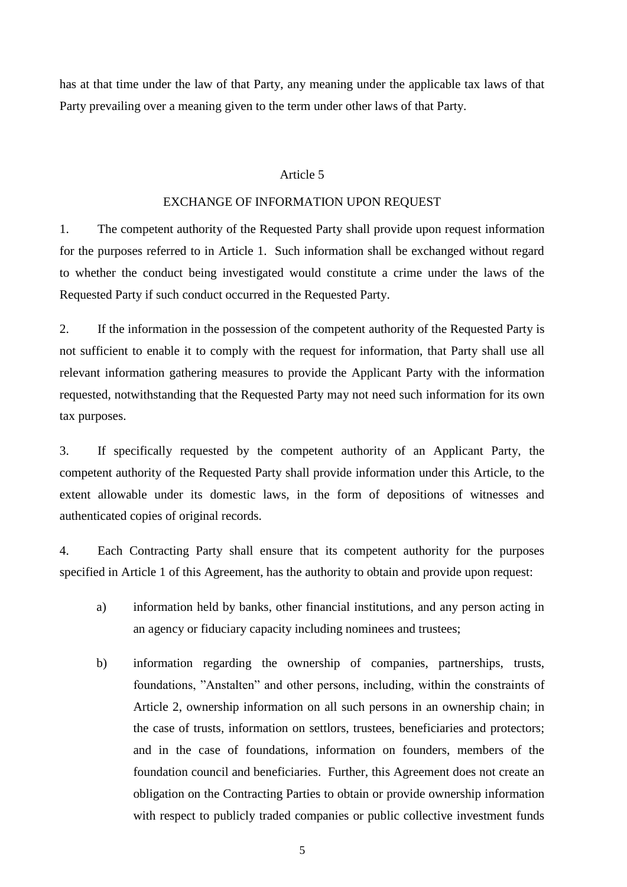has at that time under the law of that Party, any meaning under the applicable tax laws of that Party prevailing over a meaning given to the term under other laws of that Party.

## Article 5

## EXCHANGE OF INFORMATION UPON REQUEST

1. The competent authority of the Requested Party shall provide upon request information for the purposes referred to in Article 1. Such information shall be exchanged without regard to whether the conduct being investigated would constitute a crime under the laws of the Requested Party if such conduct occurred in the Requested Party.

2. If the information in the possession of the competent authority of the Requested Party is not sufficient to enable it to comply with the request for information, that Party shall use all relevant information gathering measures to provide the Applicant Party with the information requested, notwithstanding that the Requested Party may not need such information for its own tax purposes.

3. If specifically requested by the competent authority of an Applicant Party, the competent authority of the Requested Party shall provide information under this Article, to the extent allowable under its domestic laws, in the form of depositions of witnesses and authenticated copies of original records.

4. Each Contracting Party shall ensure that its competent authority for the purposes specified in Article 1 of this Agreement, has the authority to obtain and provide upon request:

   a) information held by banks, other financial institutions, and any person acting in an agency or fiduciary capacity including nominees and trustees;

   b) information regarding the ownership of companies, partnerships, trusts, foundations, "Anstalten" and other persons, including, within the constraints of Article 2, ownership information on all such persons in an ownership chain; in the case of trusts, information on settlors, trustees, beneficiaries and protectors; and in the case of foundations, information on founders, members of the foundation council and beneficiaries. Further, this Agreement does not create an obligation on the Contracting Parties to obtain or provide ownership information with respect to publicly traded companies or public collective investment funds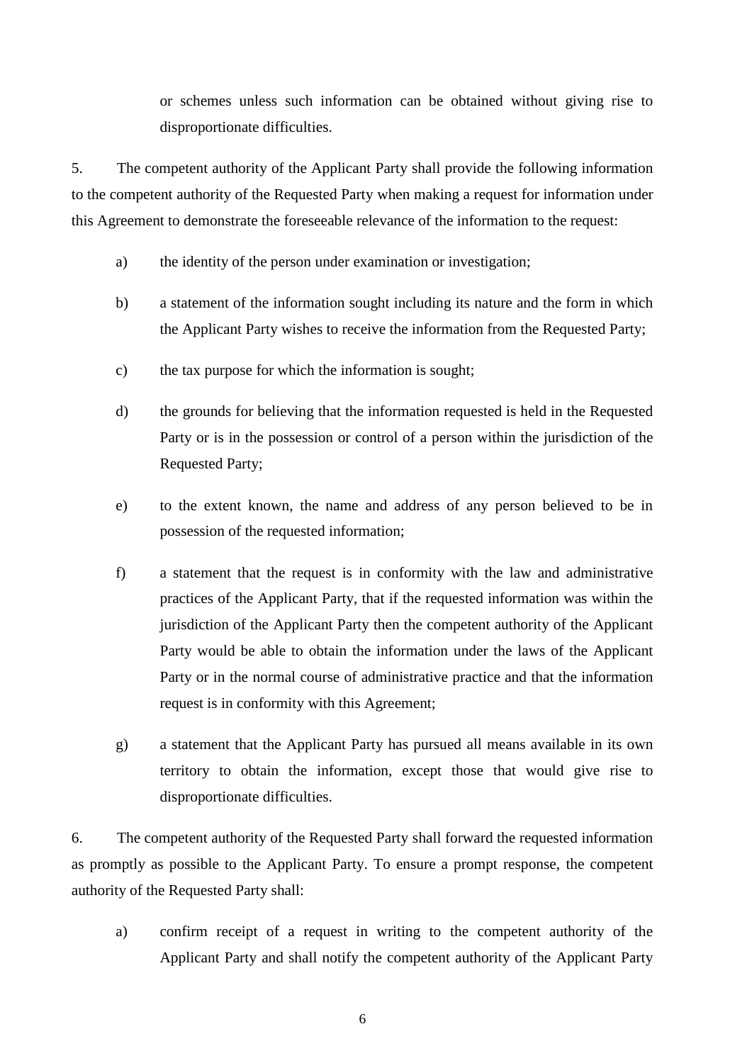or schemes unless such information can be obtained without giving rise to disproportionate difficulties.

5. The competent authority of the Applicant Party shall provide the following information to the competent authority of the Requested Party when making a request for information under this Agreement to demonstrate the foreseeable relevance of the information to the request:

a) the identity of the person under examination or investigation;

b) a statement of the information sought including its nature and the form in which the Applicant Party wishes to receive the information from the Requested Party;

c) the tax purpose for which the information is sought;

d) the grounds for believing that the information requested is held in the Requested Party or is in the possession or control of a person within the jurisdiction of the Requested Party;

e) to the extent known, the name and address of any person believed to be in possession of the requested information;

f) a statement that the request is in conformity with the law and administrative practices of the Applicant Party, that if the requested information was within the jurisdiction of the Applicant Party then the competent authority of the Applicant Party would be able to obtain the information under the laws of the Applicant Party or in the normal course of administrative practice and that the information request is in conformity with this Agreement;

g) a statement that the Applicant Party has pursued all means available in its own territory to obtain the information, except those that would give rise to disproportionate difficulties.

6. The competent authority of the Requested Party shall forward the requested information as promptly as possible to the Applicant Party. To ensure a prompt response, the competent authority of the Requested Party shall:

a) confirm receipt of a request in writing to the competent authority of the Applicant Party and shall notify the competent authority of the Applicant Party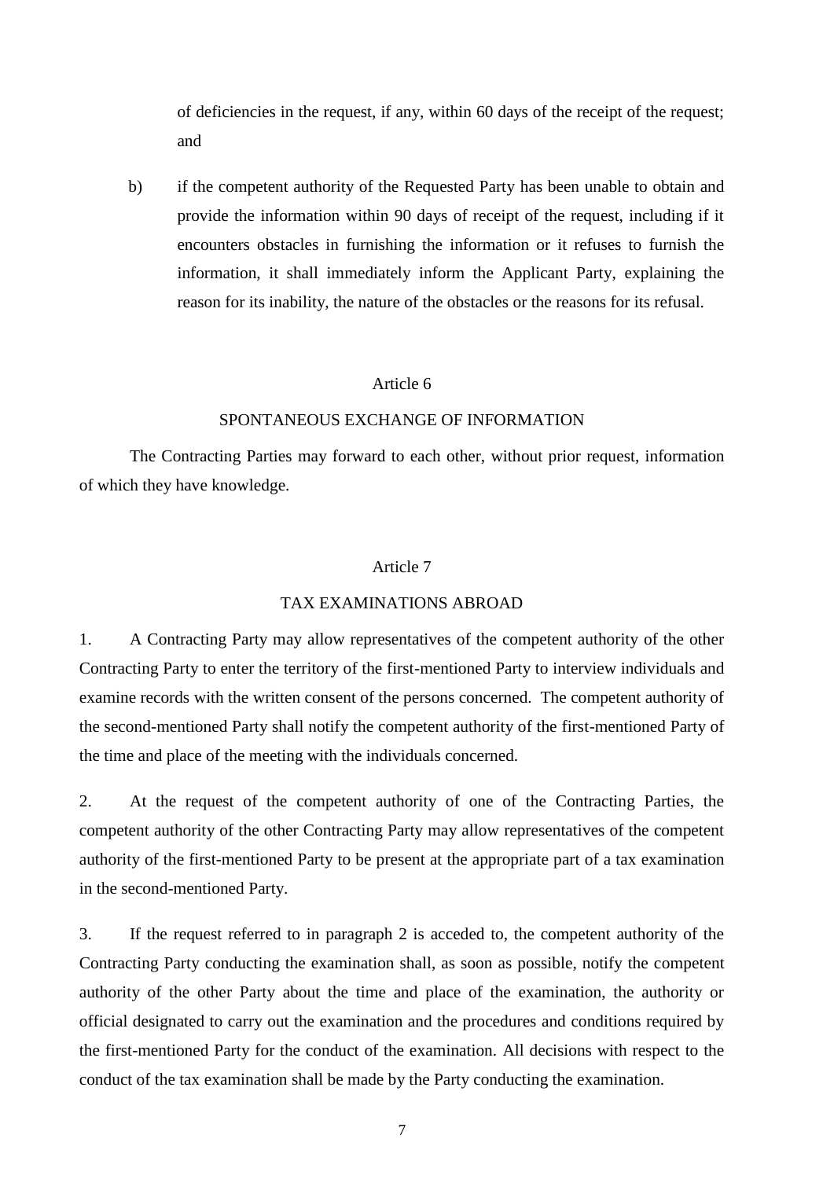of deficiencies in the request, if any, within 60 days of the receipt of the request; and

b) if the competent authority of the Requested Party has been unable to obtain and provide the information within 90 days of receipt of the request, including if it encounters obstacles in furnishing the information or it refuses to furnish the information, it shall immediately inform the Applicant Party, explaining the reason for its inability, the nature of the obstacles or the reasons for its refusal.

## Article 6

## SPONTANEOUS EXCHANGE OF INFORMATION

The Contracting Parties may forward to each other, without prior request, information of which they have knowledge.

## Article 7

## TAX EXAMINATIONS ABROAD

1. A Contracting Party may allow representatives of the competent authority of the other Contracting Party to enter the territory of the first-mentioned Party to interview individuals and examine records with the written consent of the persons concerned. The competent authority of the second-mentioned Party shall notify the competent authority of the first-mentioned Party of the time and place of the meeting with the individuals concerned.

2. At the request of the competent authority of one of the Contracting Parties, the competent authority of the other Contracting Party may allow representatives of the competent authority of the first-mentioned Party to be present at the appropriate part of a tax examination in the second-mentioned Party.

3. If the request referred to in paragraph 2 is acceded to, the competent authority of the Contracting Party conducting the examination shall, as soon as possible, notify the competent authority of the other Party about the time and place of the examination, the authority or official designated to carry out the examination and the procedures and conditions required by the first-mentioned Party for the conduct of the examination. All decisions with respect to the conduct of the tax examination shall be made by the Party conducting the examination.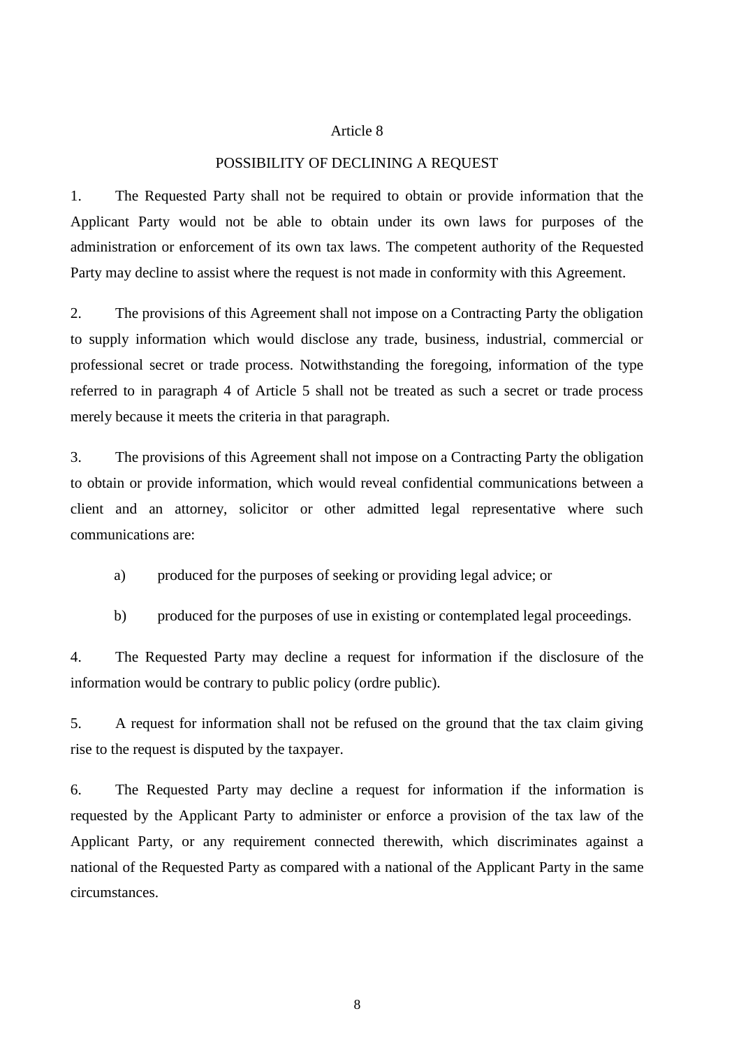## Article 8

### POSSIBILITY OF DECLINING A REQUEST

1. The Requested Party shall not be required to obtain or provide information that the Applicant Party would not be able to obtain under its own laws for purposes of the administration or enforcement of its own tax laws. The competent authority of the Requested Party may decline to assist where the request is not made in conformity with this Agreement.

2. The provisions of this Agreement shall not impose on a Contracting Party the obligation to supply information which would disclose any trade, business, industrial, commercial or professional secret or trade process. Notwithstanding the foregoing, information of the type referred to in paragraph 4 of Article 5 shall not be treated as such a secret or trade process merely because it meets the criteria in that paragraph.

3. The provisions of this Agreement shall not impose on a Contracting Party the obligation to obtain or provide information, which would reveal confidential communications between a client and an attorney, solicitor or other admitted legal representative where such communications are:

   a) produced for the purposes of seeking or providing legal advice; or

   b) produced for the purposes of use in existing or contemplated legal proceedings.

4. The Requested Party may decline a request for information if the disclosure of the information would be contrary to public policy (ordre public).

5. A request for information shall not be refused on the ground that the tax claim giving rise to the request is disputed by the taxpayer.

6. The Requested Party may decline a request for information if the information is requested by the Applicant Party to administer or enforce a provision of the tax law of the Applicant Party, or any requirement connected therewith, which discriminates against a national of the Requested Party as compared with a national of the Applicant Party in the same circumstances.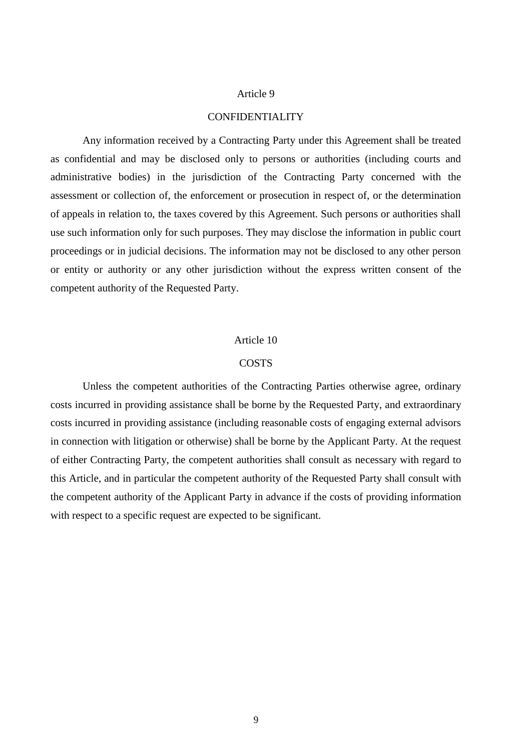## Article 9

## CONFIDENTIALITY

Any information received by a Contracting Party under this Agreement shall be treated as confidential and may be disclosed only to persons or authorities (including courts and administrative bodies) in the jurisdiction of the Contracting Party concerned with the assessment or collection of, the enforcement or prosecution in respect of, or the determination of appeals in relation to, the taxes covered by this Agreement. Such persons or authorities shall use such information only for such purposes. They may disclose the information in public court proceedings or in judicial decisions. The information may not be disclosed to any other person or entity or authority or any other jurisdiction without the express written consent of the competent authority of the Requested Party.

## Article 10

## COSTS

Unless the competent authorities of the Contracting Parties otherwise agree, ordinary costs incurred in providing assistance shall be borne by the Requested Party, and extraordinary costs incurred in providing assistance (including reasonable costs of engaging external advisors in connection with litigation or otherwise) shall be borne by the Applicant Party. At the request of either Contracting Party, the competent authorities shall consult as necessary with regard to this Article, and in particular the competent authority of the Requested Party shall consult with the competent authority of the Applicant Party in advance if the costs of providing information with respect to a specific request are expected to be significant.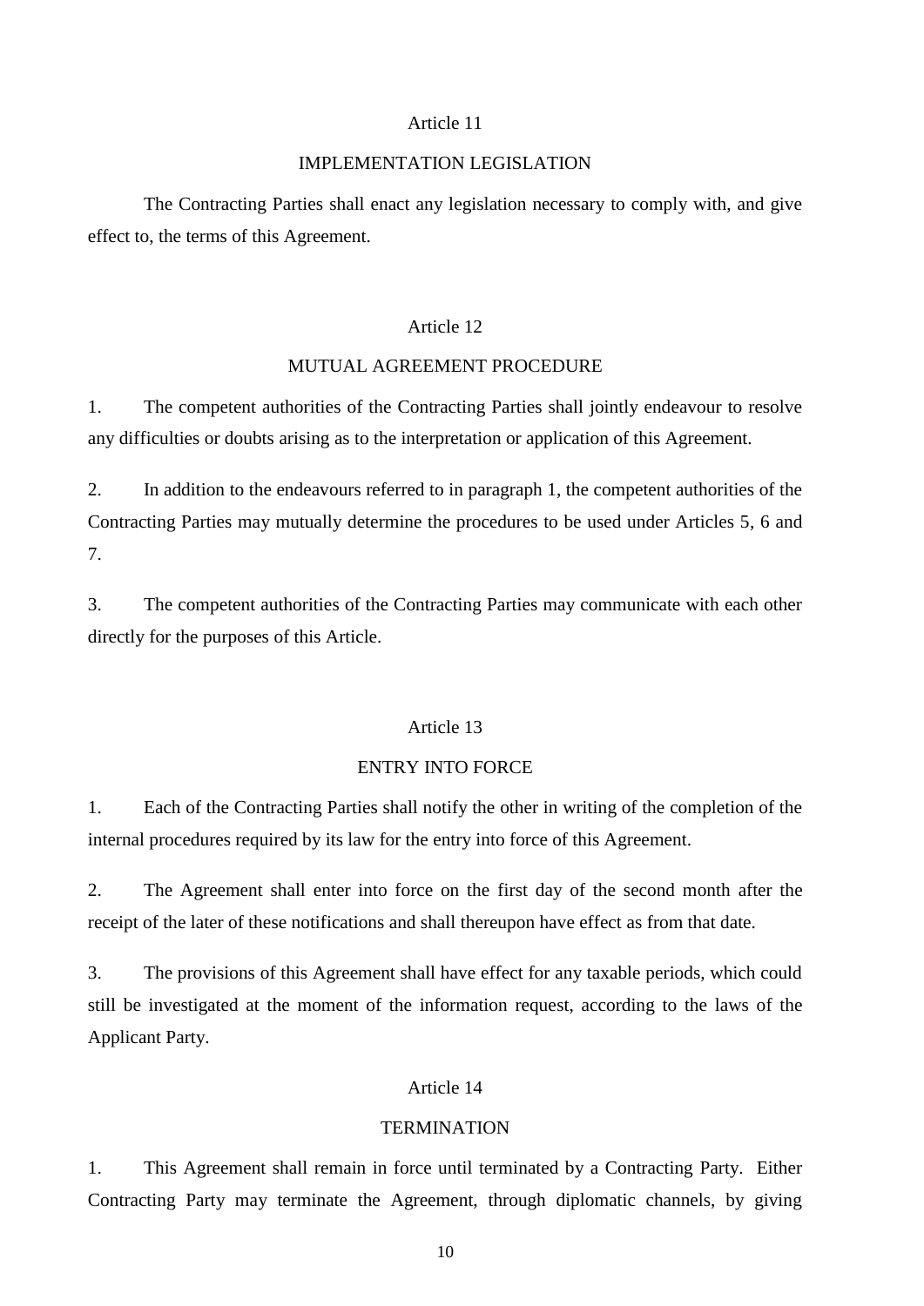## Article 11

### IMPLEMENTATION LEGISLATION

The Contracting Parties shall enact any legislation necessary to comply with, and give effect to, the terms of this Agreement.

## Article 12

### MUTUAL AGREEMENT PROCEDURE

1. The competent authorities of the Contracting Parties shall jointly endeavour to resolve any difficulties or doubts arising as to the interpretation or application of this Agreement.

2. In addition to the endeavours referred to in paragraph 1, the competent authorities of the Contracting Parties may mutually determine the procedures to be used under Articles 5, 6 and 7.

3. The competent authorities of the Contracting Parties may communicate with each other directly for the purposes of this Article.

## Article 13

### ENTRY INTO FORCE

1. Each of the Contracting Parties shall notify the other in writing of the completion of the internal procedures required by its law for the entry into force of this Agreement.

2. The Agreement shall enter into force on the first day of the second month after the receipt of the later of these notifications and shall thereupon have effect as from that date.

3. The provisions of this Agreement shall have effect for any taxable periods, which could still be investigated at the moment of the information request, according to the laws of the Applicant Party.

## Article 14

### TERMINATION

1. This Agreement shall remain in force until terminated by a Contracting Party. Either Contracting Party may terminate the Agreement, through diplomatic channels, by giving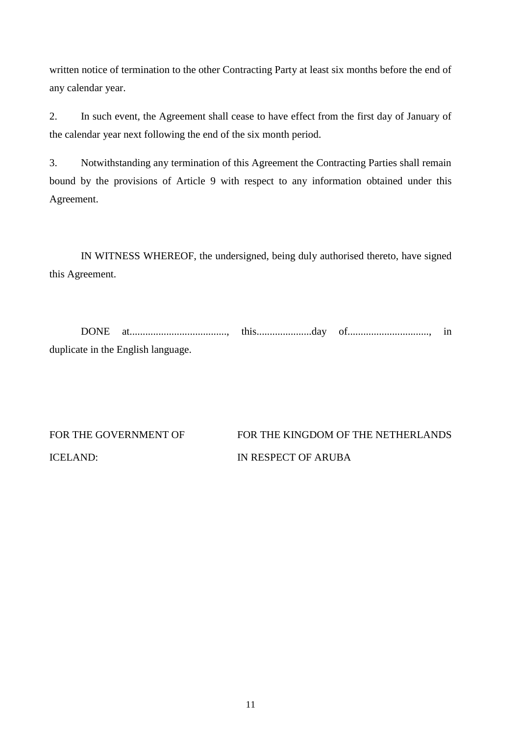written notice of termination to the other Contracting Party at least six months before the end of any calendar year.

2. In such event, the Agreement shall cease to have effect from the first day of January of the calendar year next following the end of the six month period.

3. Notwithstanding any termination of this Agreement the Contracting Parties shall remain bound by the provisions of Article 9 with respect to any information obtained under this Agreement.

IN WITNESS WHEREOF, the undersigned, being duly authorised thereto, have signed this Agreement.

DONE at....................................., this....................day of.............................., in duplicate in the English language.

| | |
|---|---|
| FOR THE GOVERNMENT OF ICELAND: | FOR THE KINGDOM OF THE NETHERLANDS IN RESPECT OF ARUBA |